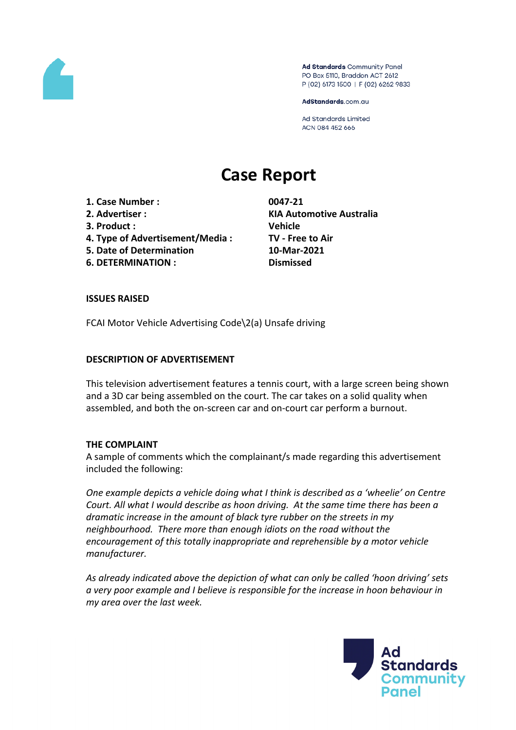Ad Standards Community Panel
PO Box 5110, Braddon ACT 2612
P (02) 6173 1500 | F (02) 6262 9833

AdStandards.com.au

Ad Standards Limited
ACN 084 452 666

# Case Report

| | |
|---|---|
| **1. Case Number :** | **0047-21** |
| **2. Advertiser :** | **KIA Automotive Australia** |
| **3. Product :** | **Vehicle** |
| **4. Type of Advertisement/Media :** | **TV - Free to Air** |
| **5. Date of Determination** | **10-Mar-2021** |
| **6. DETERMINATION :** | **Dismissed** |

## ISSUES RAISED

FCAI Motor Vehicle Advertising Code\2(a) Unsafe driving

## DESCRIPTION OF ADVERTISEMENT

This television advertisement features a tennis court, with a large screen being shown and a 3D car being assembled on the court. The car takes on a solid quality when assembled, and both the on-screen car and on-court car perform a burnout.

## THE COMPLAINT

A sample of comments which the complainant/s made regarding this advertisement included the following:

*One example depicts a vehicle doing what I think is described as a 'wheelie' on Centre Court. All what I would describe as hoon driving. At the same time there has been a dramatic increase in the amount of black tyre rubber on the streets in my neighbourhood. There more than enough idiots on the road without the encouragement of this totally inappropriate and reprehensible by a motor vehicle manufacturer.*

*As already indicated above the depiction of what can only be called 'hoon driving' sets a very poor example and I believe is responsible for the increase in hoon behaviour in my area over the last week.*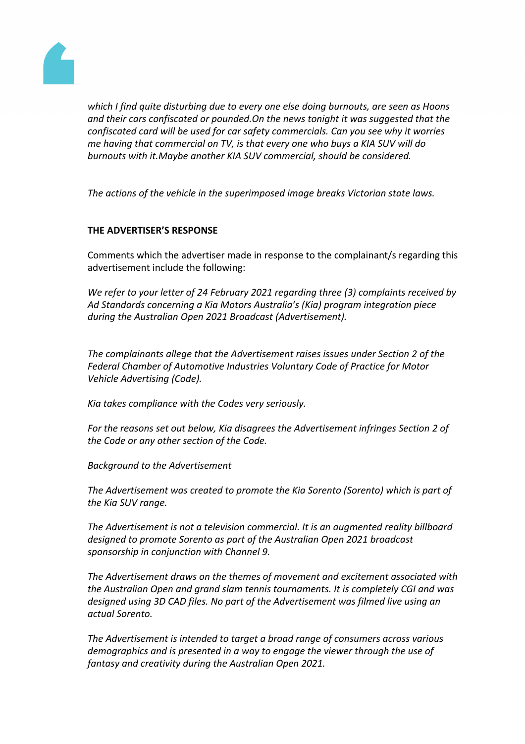*which I find quite disturbing due to every one else doing burnouts, are seen as Hoons and their cars confiscated or pounded.On the news tonight it was suggested that the confiscated card will be used for car safety commercials. Can you see why it worries me having that commercial on TV, is that every one who buys a KIA SUV will do burnouts with it.Maybe another KIA SUV commercial, should be considered.*

*The actions of the vehicle in the superimposed image breaks Victorian state laws.*

**THE ADVERTISER'S RESPONSE**

Comments which the advertiser made in response to the complainant/s regarding this advertisement include the following:

*We refer to your letter of 24 February 2021 regarding three (3) complaints received by Ad Standards concerning a Kia Motors Australia's (Kia) program integration piece during the Australian Open 2021 Broadcast (Advertisement).*

*The complainants allege that the Advertisement raises issues under Section 2 of the Federal Chamber of Automotive Industries Voluntary Code of Practice for Motor Vehicle Advertising (Code).*

*Kia takes compliance with the Codes very seriously.*

*For the reasons set out below, Kia disagrees the Advertisement infringes Section 2 of the Code or any other section of the Code.*

*Background to the Advertisement*

*The Advertisement was created to promote the Kia Sorento (Sorento) which is part of the Kia SUV range.*

*The Advertisement is not a television commercial. It is an augmented reality billboard designed to promote Sorento as part of the Australian Open 2021 broadcast sponsorship in conjunction with Channel 9.*

*The Advertisement draws on the themes of movement and excitement associated with the Australian Open and grand slam tennis tournaments. It is completely CGI and was designed using 3D CAD files. No part of the Advertisement was filmed live using an actual Sorento.*

*The Advertisement is intended to target a broad range of consumers across various demographics and is presented in a way to engage the viewer through the use of fantasy and creativity during the Australian Open 2021.*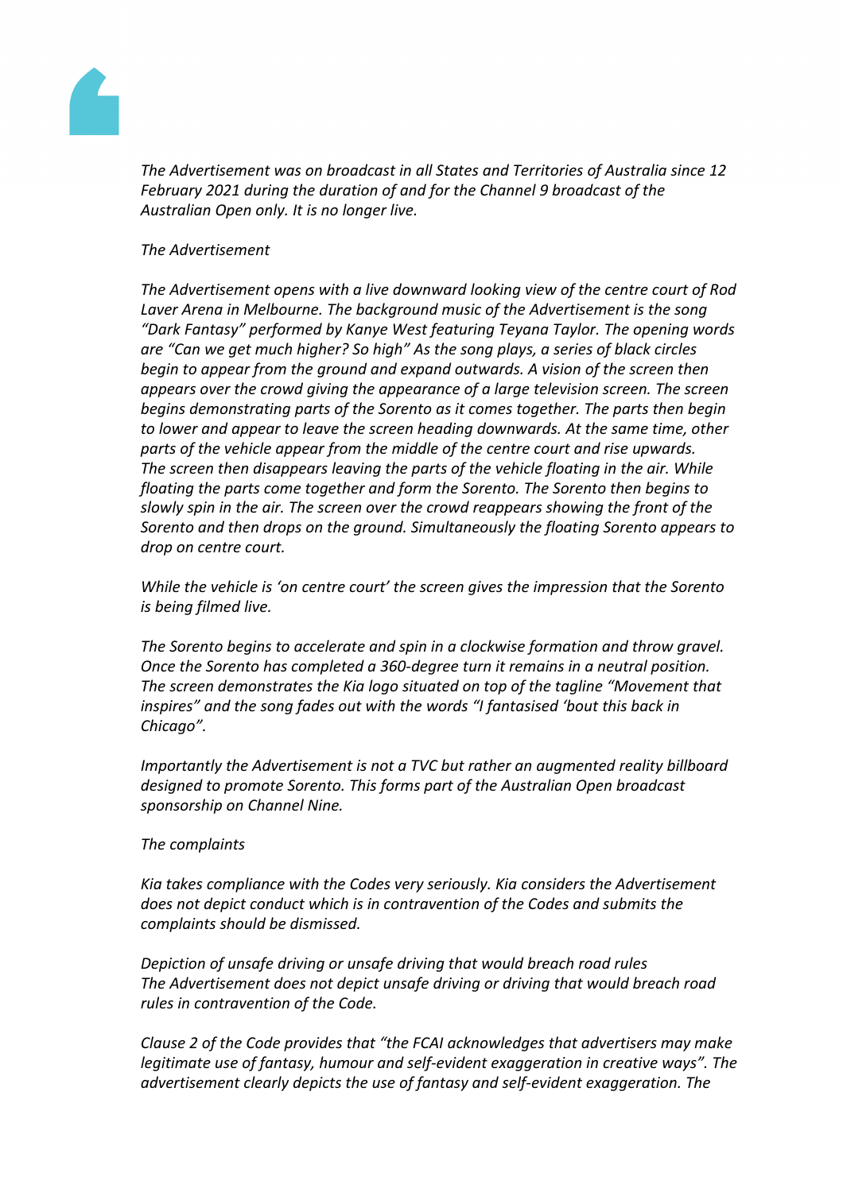*The Advertisement was on broadcast in all States and Territories of Australia since 12 February 2021 during the duration of and for the Channel 9 broadcast of the Australian Open only. It is no longer live.*

*The Advertisement*

*The Advertisement opens with a live downward looking view of the centre court of Rod Laver Arena in Melbourne. The background music of the Advertisement is the song "Dark Fantasy" performed by Kanye West featuring Teyana Taylor. The opening words are "Can we get much higher? So high" As the song plays, a series of black circles begin to appear from the ground and expand outwards. A vision of the screen then appears over the crowd giving the appearance of a large television screen. The screen begins demonstrating parts of the Sorento as it comes together. The parts then begin to lower and appear to leave the screen heading downwards. At the same time, other parts of the vehicle appear from the middle of the centre court and rise upwards. The screen then disappears leaving the parts of the vehicle floating in the air. While floating the parts come together and form the Sorento. The Sorento then begins to slowly spin in the air. The screen over the crowd reappears showing the front of the Sorento and then drops on the ground. Simultaneously the floating Sorento appears to drop on centre court.*

*While the vehicle is 'on centre court' the screen gives the impression that the Sorento is being filmed live.*

*The Sorento begins to accelerate and spin in a clockwise formation and throw gravel. Once the Sorento has completed a 360-degree turn it remains in a neutral position. The screen demonstrates the Kia logo situated on top of the tagline "Movement that inspires" and the song fades out with the words "I fantasised 'bout this back in Chicago".*

*Importantly the Advertisement is not a TVC but rather an augmented reality billboard designed to promote Sorento. This forms part of the Australian Open broadcast sponsorship on Channel Nine.*

*The complaints*

*Kia takes compliance with the Codes very seriously. Kia considers the Advertisement does not depict conduct which is in contravention of the Codes and submits the complaints should be dismissed.*

*Depiction of unsafe driving or unsafe driving that would breach road rules*
*The Advertisement does not depict unsafe driving or driving that would breach road rules in contravention of the Code.*

*Clause 2 of the Code provides that "the FCAI acknowledges that advertisers may make legitimate use of fantasy, humour and self-evident exaggeration in creative ways". The advertisement clearly depicts the use of fantasy and self-evident exaggeration. The*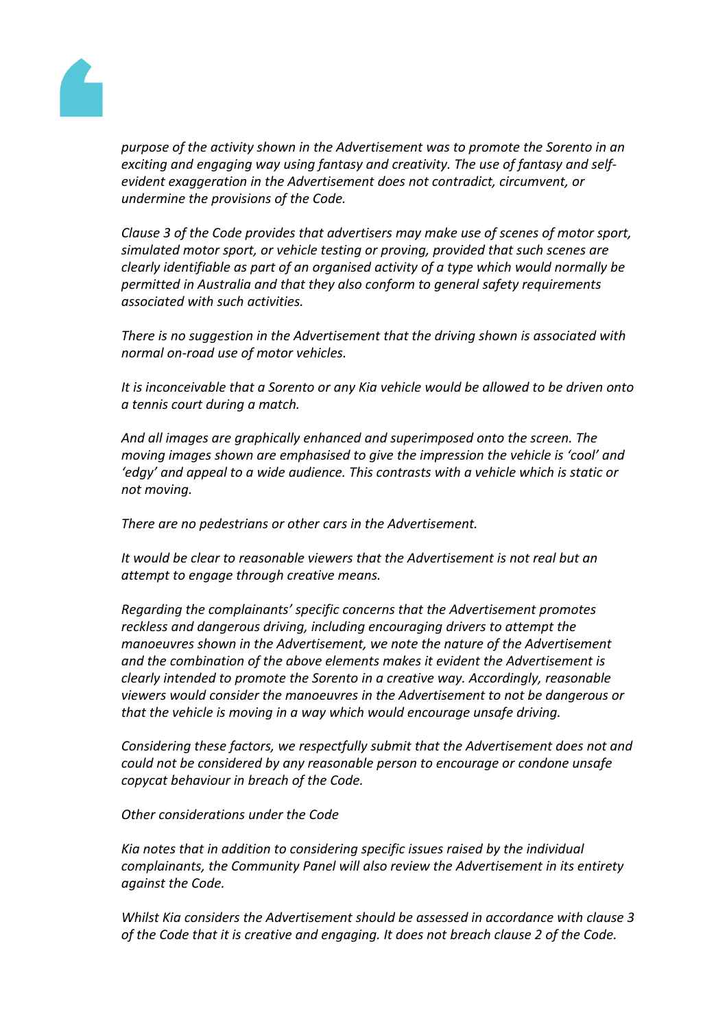*purpose of the activity shown in the Advertisement was to promote the Sorento in an exciting and engaging way using fantasy and creativity. The use of fantasy and self-evident exaggeration in the Advertisement does not contradict, circumvent, or undermine the provisions of the Code.*

*Clause 3 of the Code provides that advertisers may make use of scenes of motor sport, simulated motor sport, or vehicle testing or proving, provided that such scenes are clearly identifiable as part of an organised activity of a type which would normally be permitted in Australia and that they also conform to general safety requirements associated with such activities.*

*There is no suggestion in the Advertisement that the driving shown is associated with normal on-road use of motor vehicles.*

*It is inconceivable that a Sorento or any Kia vehicle would be allowed to be driven onto a tennis court during a match.*

*And all images are graphically enhanced and superimposed onto the screen. The moving images shown are emphasised to give the impression the vehicle is 'cool' and 'edgy' and appeal to a wide audience. This contrasts with a vehicle which is static or not moving.*

*There are no pedestrians or other cars in the Advertisement.*

*It would be clear to reasonable viewers that the Advertisement is not real but an attempt to engage through creative means.*

*Regarding the complainants' specific concerns that the Advertisement promotes reckless and dangerous driving, including encouraging drivers to attempt the manoeuvres shown in the Advertisement, we note the nature of the Advertisement and the combination of the above elements makes it evident the Advertisement is clearly intended to promote the Sorento in a creative way. Accordingly, reasonable viewers would consider the manoeuvres in the Advertisement to not be dangerous or that the vehicle is moving in a way which would encourage unsafe driving.*

*Considering these factors, we respectfully submit that the Advertisement does not and could not be considered by any reasonable person to encourage or condone unsafe copycat behaviour in breach of the Code.*

*Other considerations under the Code*

*Kia notes that in addition to considering specific issues raised by the individual complainants, the Community Panel will also review the Advertisement in its entirety against the Code.*

*Whilst Kia considers the Advertisement should be assessed in accordance with clause 3 of the Code that it is creative and engaging. It does not breach clause 2 of the Code.*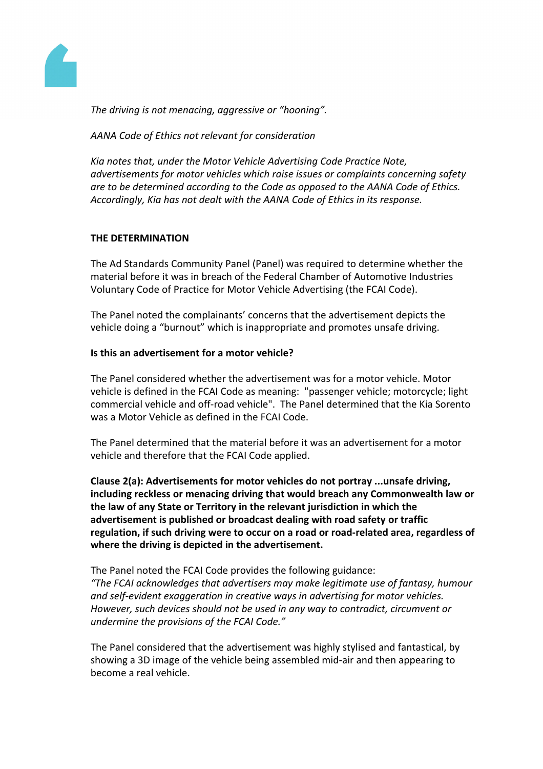*The driving is not menacing, aggressive or "hooning".*

*AANA Code of Ethics not relevant for consideration*

*Kia notes that, under the Motor Vehicle Advertising Code Practice Note, advertisements for motor vehicles which raise issues or complaints concerning safety are to be determined according to the Code as opposed to the AANA Code of Ethics. Accordingly, Kia has not dealt with the AANA Code of Ethics in its response.*

**THE DETERMINATION**

The Ad Standards Community Panel (Panel) was required to determine whether the material before it was in breach of the Federal Chamber of Automotive Industries Voluntary Code of Practice for Motor Vehicle Advertising (the FCAI Code).

The Panel noted the complainants' concerns that the advertisement depicts the vehicle doing a "burnout" which is inappropriate and promotes unsafe driving.

**Is this an advertisement for a motor vehicle?**

The Panel considered whether the advertisement was for a motor vehicle. Motor vehicle is defined in the FCAI Code as meaning: "passenger vehicle; motorcycle; light commercial vehicle and off-road vehicle". The Panel determined that the Kia Sorento was a Motor Vehicle as defined in the FCAI Code.

The Panel determined that the material before it was an advertisement for a motor vehicle and therefore that the FCAI Code applied.

**Clause 2(a): Advertisements for motor vehicles do not portray ...unsafe driving, including reckless or menacing driving that would breach any Commonwealth law or the law of any State or Territory in the relevant jurisdiction in which the advertisement is published or broadcast dealing with road safety or traffic regulation, if such driving were to occur on a road or road-related area, regardless of where the driving is depicted in the advertisement.**

The Panel noted the FCAI Code provides the following guidance:
*"The FCAI acknowledges that advertisers may make legitimate use of fantasy, humour and self-evident exaggeration in creative ways in advertising for motor vehicles. However, such devices should not be used in any way to contradict, circumvent or undermine the provisions of the FCAI Code."*

The Panel considered that the advertisement was highly stylised and fantastical, by showing a 3D image of the vehicle being assembled mid-air and then appearing to become a real vehicle.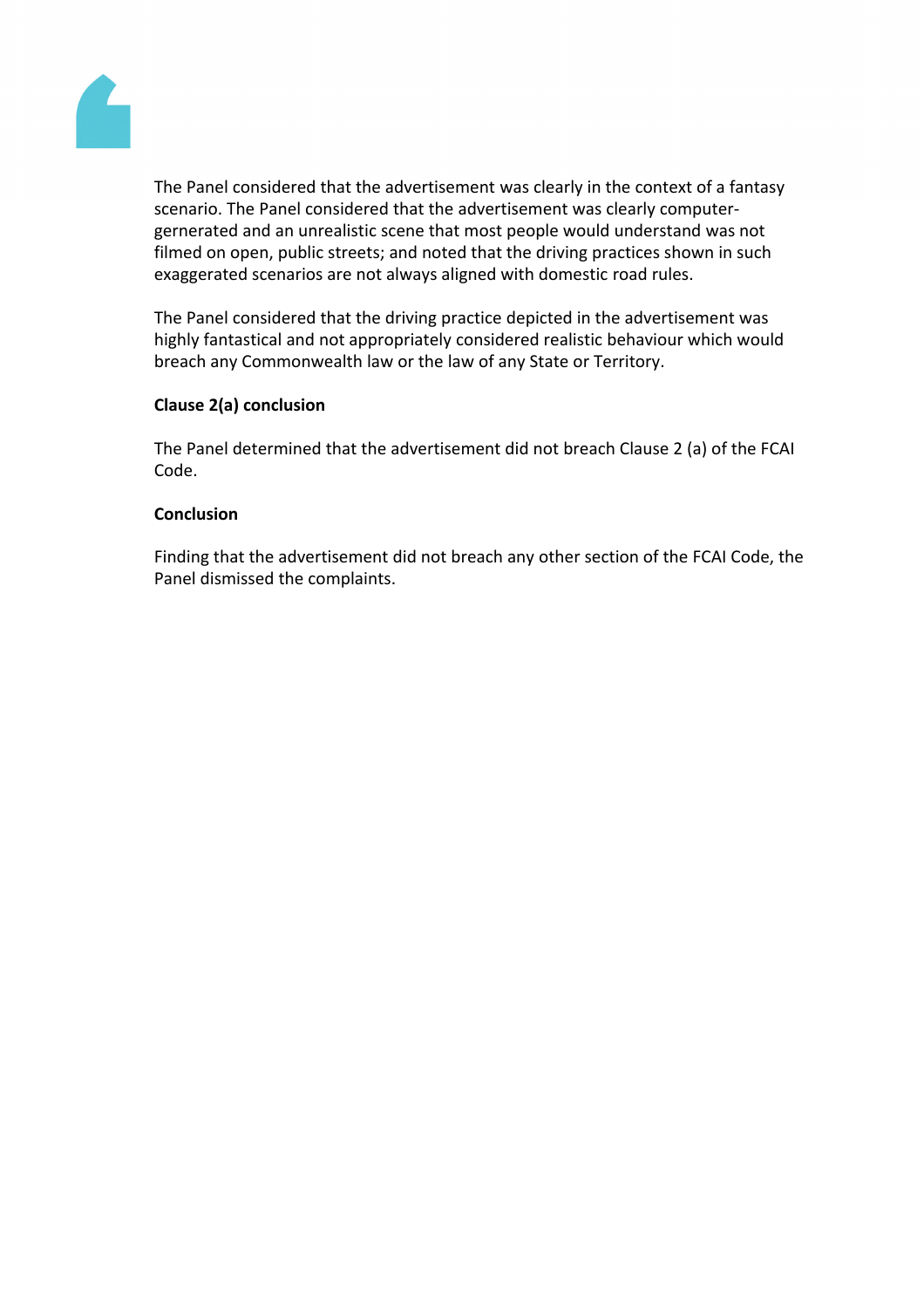The Panel considered that the advertisement was clearly in the context of a fantasy scenario. The Panel considered that the advertisement was clearly computer-gernerated and an unrealistic scene that most people would understand was not filmed on open, public streets; and noted that the driving practices shown in such exaggerated scenarios are not always aligned with domestic road rules.

The Panel considered that the driving practice depicted in the advertisement was highly fantastical and not appropriately considered realistic behaviour which would breach any Commonwealth law or the law of any State or Territory.

**Clause 2(a) conclusion**

The Panel determined that the advertisement did not breach Clause 2 (a) of the FCAI Code.

**Conclusion**

Finding that the advertisement did not breach any other section of the FCAI Code, the Panel dismissed the complaints.